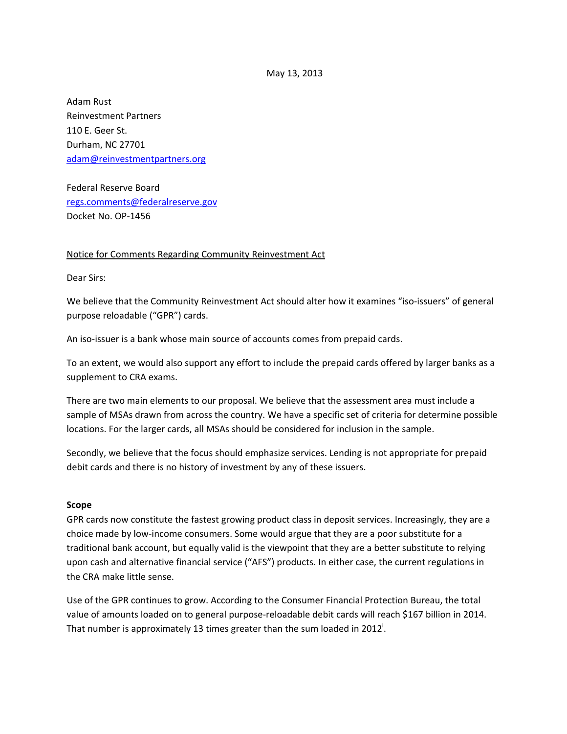May 13, 2013

Adam Rust
Reinvestment Partners
110 E. Geer St.
Durham, NC 27701
adam@reinvestmentpartners.org

Federal Reserve Board
regs.comments@federalreserve.gov
Docket No. OP-1456

Notice for Comments Regarding Community Reinvestment Act

Dear Sirs:

We believe that the Community Reinvestment Act should alter how it examines "iso-issuers" of general purpose reloadable ("GPR") cards.

An iso-issuer is a bank whose main source of accounts comes from prepaid cards.

To an extent, we would also support any effort to include the prepaid cards offered by larger banks as a supplement to CRA exams.

There are two main elements to our proposal. We believe that the assessment area must include a sample of MSAs drawn from across the country. We have a specific set of criteria for determine possible locations. For the larger cards, all MSAs should be considered for inclusion in the sample.

Secondly, we believe that the focus should emphasize services. Lending is not appropriate for prepaid debit cards and there is no history of investment by any of these issuers.

**Scope**

GPR cards now constitute the fastest growing product class in deposit services. Increasingly, they are a choice made by low-income consumers. Some would argue that they are a poor substitute for a traditional bank account, but equally valid is the viewpoint that they are a better substitute to relying upon cash and alternative financial service ("AFS") products. In either case, the current regulations in the CRA make little sense.

Use of the GPR continues to grow. According to the Consumer Financial Protection Bureau, the total value of amounts loaded on to general purpose-reloadable debit cards will reach $167 billion in 2014. That number is approximately 13 times greater than the sum loaded in 2012[i].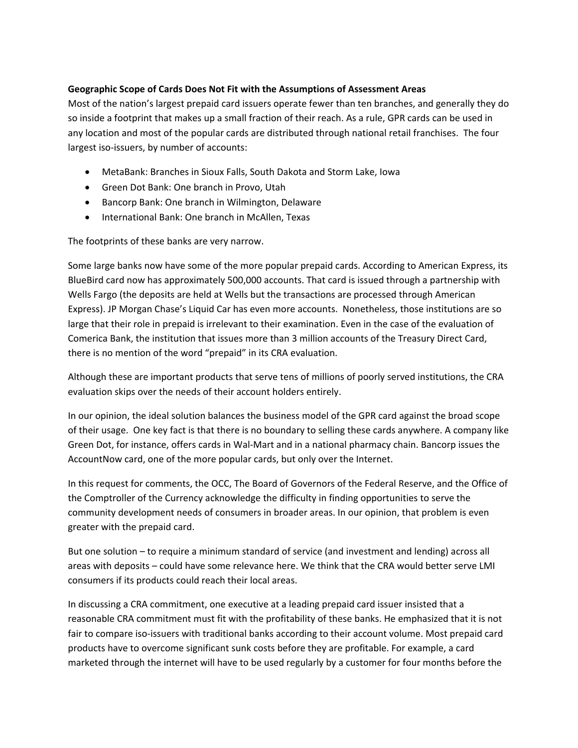**Geographic Scope of Cards Does Not Fit with the Assumptions of Assessment Areas**

Most of the nation's largest prepaid card issuers operate fewer than ten branches, and generally they do so inside a footprint that makes up a small fraction of their reach. As a rule, GPR cards can be used in any location and most of the popular cards are distributed through national retail franchises. The four largest iso-issuers, by number of accounts:

- MetaBank: Branches in Sioux Falls, South Dakota and Storm Lake, Iowa
- Green Dot Bank: One branch in Provo, Utah
- Bancorp Bank: One branch in Wilmington, Delaware
- International Bank: One branch in McAllen, Texas

The footprints of these banks are very narrow.

Some large banks now have some of the more popular prepaid cards. According to American Express, its BlueBird card now has approximately 500,000 accounts. That card is issued through a partnership with Wells Fargo (the deposits are held at Wells but the transactions are processed through American Express). JP Morgan Chase's Liquid Car has even more accounts. Nonetheless, those institutions are so large that their role in prepaid is irrelevant to their examination. Even in the case of the evaluation of Comerica Bank, the institution that issues more than 3 million accounts of the Treasury Direct Card, there is no mention of the word "prepaid" in its CRA evaluation.

Although these are important products that serve tens of millions of poorly served institutions, the CRA evaluation skips over the needs of their account holders entirely.

In our opinion, the ideal solution balances the business model of the GPR card against the broad scope of their usage. One key fact is that there is no boundary to selling these cards anywhere. A company like Green Dot, for instance, offers cards in Wal-Mart and in a national pharmacy chain. Bancorp issues the AccountNow card, one of the more popular cards, but only over the Internet.

In this request for comments, the OCC, The Board of Governors of the Federal Reserve, and the Office of the Comptroller of the Currency acknowledge the difficulty in finding opportunities to serve the community development needs of consumers in broader areas. In our opinion, that problem is even greater with the prepaid card.

But one solution – to require a minimum standard of service (and investment and lending) across all areas with deposits – could have some relevance here. We think that the CRA would better serve LMI consumers if its products could reach their local areas.

In discussing a CRA commitment, one executive at a leading prepaid card issuer insisted that a reasonable CRA commitment must fit with the profitability of these banks. He emphasized that it is not fair to compare iso-issuers with traditional banks according to their account volume. Most prepaid card products have to overcome significant sunk costs before they are profitable. For example, a card marketed through the internet will have to be used regularly by a customer for four months before the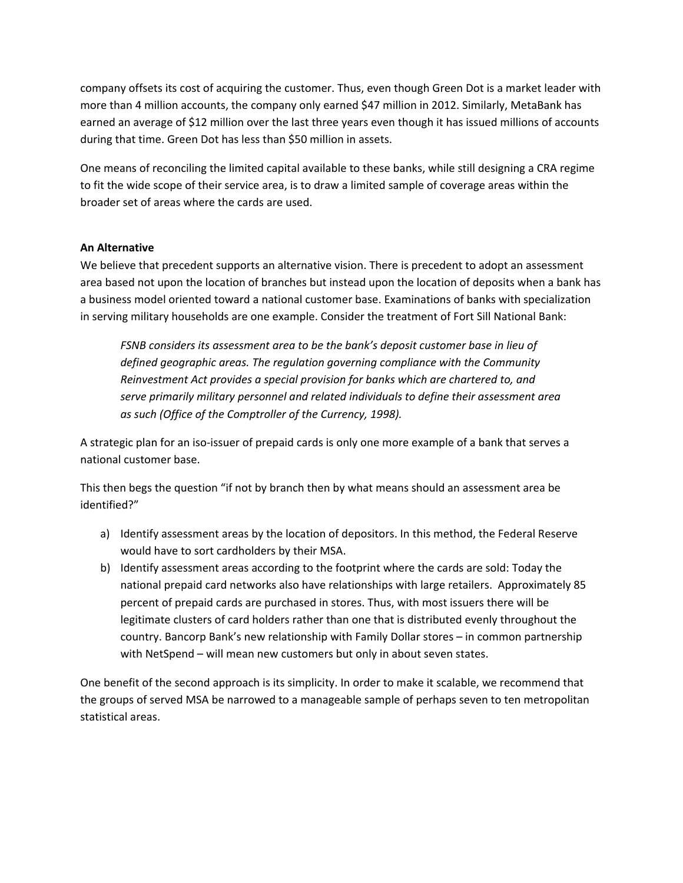company offsets its cost of acquiring the customer. Thus, even though Green Dot is a market leader with more than 4 million accounts, the company only earned $47 million in 2012. Similarly, MetaBank has earned an average of $12 million over the last three years even though it has issued millions of accounts during that time. Green Dot has less than $50 million in assets.

One means of reconciling the limited capital available to these banks, while still designing a CRA regime to fit the wide scope of their service area, is to draw a limited sample of coverage areas within the broader set of areas where the cards are used.

**An Alternative**

We believe that precedent supports an alternative vision. There is precedent to adopt an assessment area based not upon the location of branches but instead upon the location of deposits when a bank has a business model oriented toward a national customer base. Examinations of banks with specialization in serving military households are one example. Consider the treatment of Fort Sill National Bank:

> *FSNB considers its assessment area to be the bank's deposit customer base in lieu of defined geographic areas. The regulation governing compliance with the Community Reinvestment Act provides a special provision for banks which are chartered to, and serve primarily military personnel and related individuals to define their assessment area as such (Office of the Comptroller of the Currency, 1998).*

A strategic plan for an iso-issuer of prepaid cards is only one more example of a bank that serves a national customer base.

This then begs the question "if not by branch then by what means should an assessment area be identified?"

a) Identify assessment areas by the location of depositors. In this method, the Federal Reserve would have to sort cardholders by their MSA.
b) Identify assessment areas according to the footprint where the cards are sold: Today the national prepaid card networks also have relationships with large retailers. Approximately 85 percent of prepaid cards are purchased in stores. Thus, with most issuers there will be legitimate clusters of card holders rather than one that is distributed evenly throughout the country. Bancorp Bank's new relationship with Family Dollar stores – in common partnership with NetSpend – will mean new customers but only in about seven states.

One benefit of the second approach is its simplicity. In order to make it scalable, we recommend that the groups of served MSA be narrowed to a manageable sample of perhaps seven to ten metropolitan statistical areas.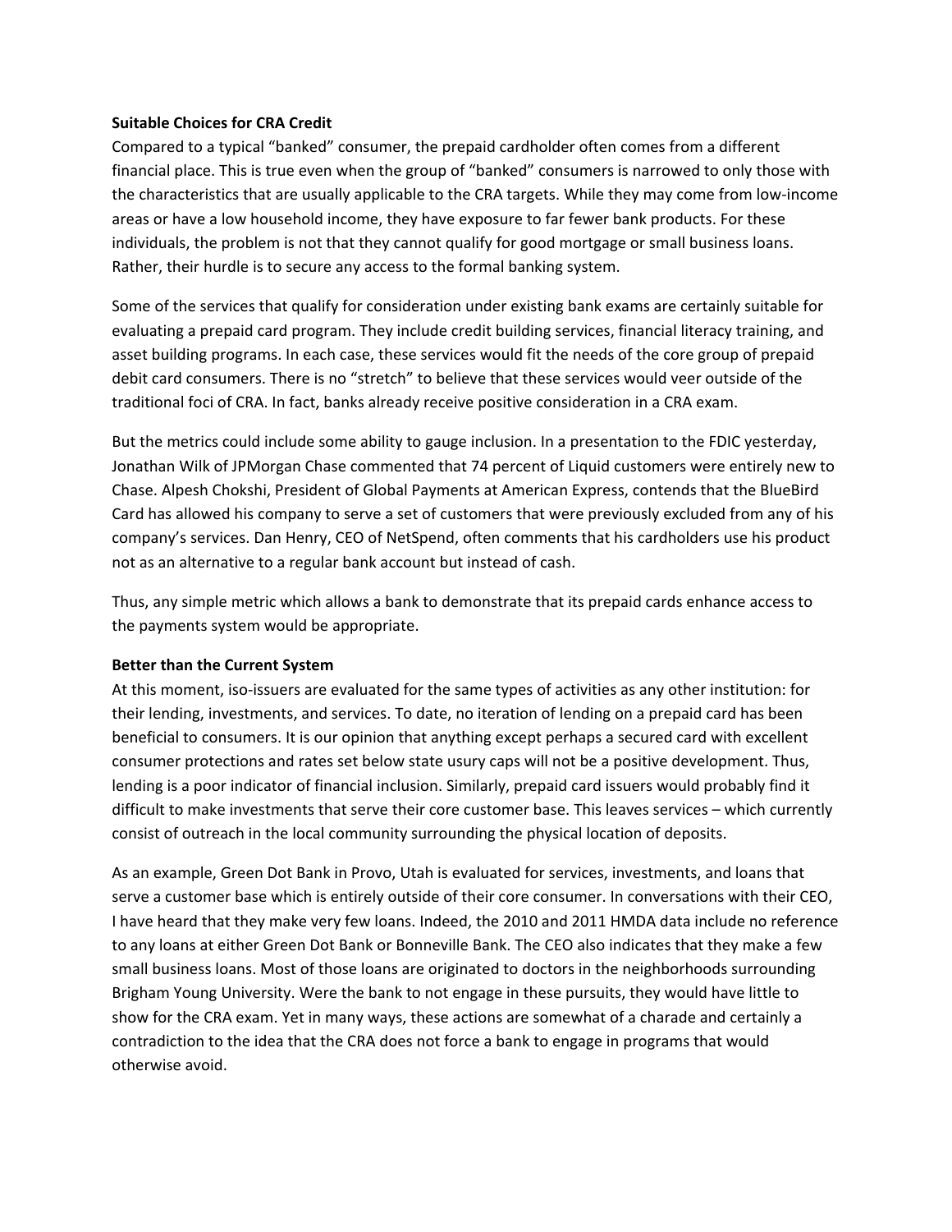**Suitable Choices for CRA Credit**

Compared to a typical "banked" consumer, the prepaid cardholder often comes from a different financial place. This is true even when the group of "banked" consumers is narrowed to only those with the characteristics that are usually applicable to the CRA targets. While they may come from low-income areas or have a low household income, they have exposure to far fewer bank products. For these individuals, the problem is not that they cannot qualify for good mortgage or small business loans. Rather, their hurdle is to secure any access to the formal banking system.

Some of the services that qualify for consideration under existing bank exams are certainly suitable for evaluating a prepaid card program. They include credit building services, financial literacy training, and asset building programs. In each case, these services would fit the needs of the core group of prepaid debit card consumers. There is no "stretch" to believe that these services would veer outside of the traditional foci of CRA. In fact, banks already receive positive consideration in a CRA exam.

But the metrics could include some ability to gauge inclusion. In a presentation to the FDIC yesterday, Jonathan Wilk of JPMorgan Chase commented that 74 percent of Liquid customers were entirely new to Chase. Alpesh Chokshi, President of Global Payments at American Express, contends that the BlueBird Card has allowed his company to serve a set of customers that were previously excluded from any of his company's services. Dan Henry, CEO of NetSpend, often comments that his cardholders use his product not as an alternative to a regular bank account but instead of cash.

Thus, any simple metric which allows a bank to demonstrate that its prepaid cards enhance access to the payments system would be appropriate.

**Better than the Current System**

At this moment, iso-issuers are evaluated for the same types of activities as any other institution: for their lending, investments, and services. To date, no iteration of lending on a prepaid card has been beneficial to consumers. It is our opinion that anything except perhaps a secured card with excellent consumer protections and rates set below state usury caps will not be a positive development. Thus, lending is a poor indicator of financial inclusion. Similarly, prepaid card issuers would probably find it difficult to make investments that serve their core customer base. This leaves services – which currently consist of outreach in the local community surrounding the physical location of deposits.

As an example, Green Dot Bank in Provo, Utah is evaluated for services, investments, and loans that serve a customer base which is entirely outside of their core consumer. In conversations with their CEO, I have heard that they make very few loans. Indeed, the 2010 and 2011 HMDA data include no reference to any loans at either Green Dot Bank or Bonneville Bank. The CEO also indicates that they make a few small business loans. Most of those loans are originated to doctors in the neighborhoods surrounding Brigham Young University. Were the bank to not engage in these pursuits, they would have little to show for the CRA exam. Yet in many ways, these actions are somewhat of a charade and certainly a contradiction to the idea that the CRA does not force a bank to engage in programs that would otherwise avoid.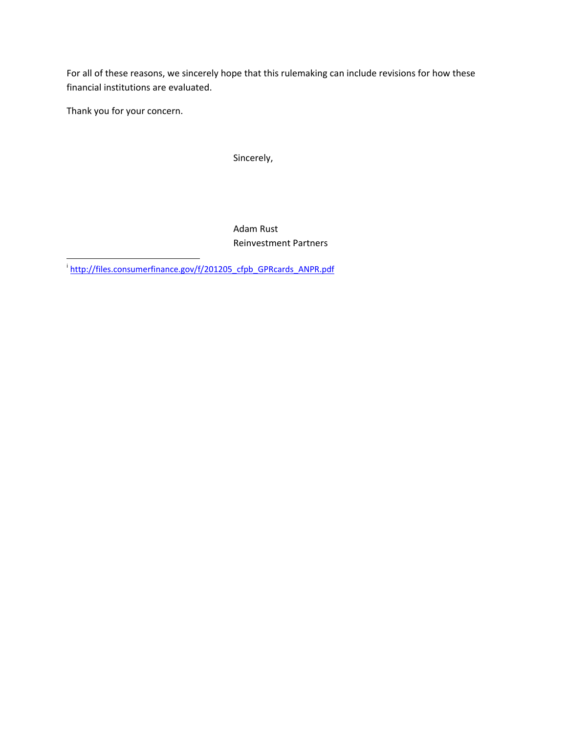For all of these reasons, we sincerely hope that this rulemaking can include revisions for how these financial institutions are evaluated.

Thank you for your concern.

Sincerely,

Adam Rust
Reinvestment Partners

---

[i] http://files.consumerfinance.gov/f/201205_cfpb_GPRcards_ANPR.pdf